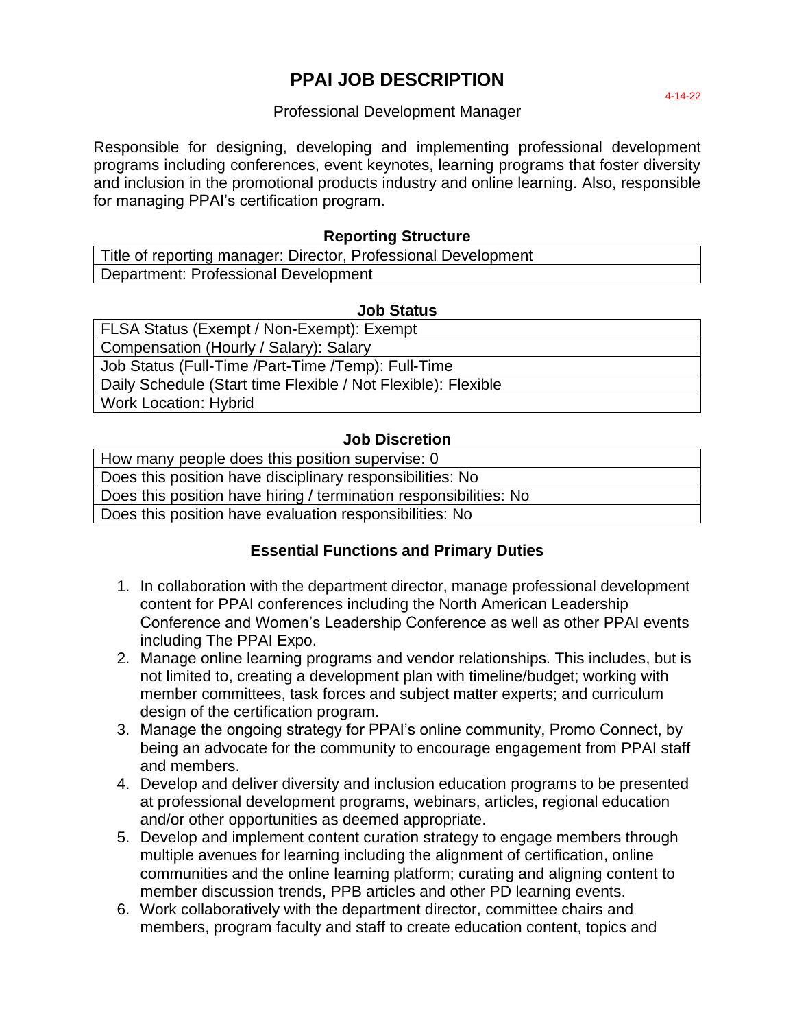# PPAI JOB DESCRIPTION

4-14-22

Professional Development Manager

Responsible for designing, developing and implementing professional development programs including conferences, event keynotes, learning programs that foster diversity and inclusion in the promotional products industry and online learning. Also, responsible for managing PPAI's certification program.

### Reporting Structure

| Reporting Structure |
|---|
| Title of reporting manager: Director, Professional Development |
| Department: Professional Development |

### Job Status

| Job Status |
|---|
| FLSA Status (Exempt / Non-Exempt): Exempt |
| Compensation (Hourly / Salary): Salary |
| Job Status (Full-Time /Part-Time /Temp): Full-Time |
| Daily Schedule (Start time Flexible / Not Flexible): Flexible |
| Work Location: Hybrid |

### Job Discretion

| Job Discretion |
|---|
| How many people does this position supervise: 0 |
| Does this position have disciplinary responsibilities: No |
| Does this position have hiring / termination responsibilities: No |
| Does this position have evaluation responsibilities: No |

### Essential Functions and Primary Duties

1. In collaboration with the department director, manage professional development content for PPAI conferences including the North American Leadership Conference and Women's Leadership Conference as well as other PPAI events including The PPAI Expo.
2. Manage online learning programs and vendor relationships. This includes, but is not limited to, creating a development plan with timeline/budget; working with member committees, task forces and subject matter experts; and curriculum design of the certification program.
3. Manage the ongoing strategy for PPAI's online community, Promo Connect, by being an advocate for the community to encourage engagement from PPAI staff and members.
4. Develop and deliver diversity and inclusion education programs to be presented at professional development programs, webinars, articles, regional education and/or other opportunities as deemed appropriate.
5. Develop and implement content curation strategy to engage members through multiple avenues for learning including the alignment of certification, online communities and the online learning platform; curating and aligning content to member discussion trends, PPB articles and other PD learning events.
6. Work collaboratively with the department director, committee chairs and members, program faculty and staff to create education content, topics and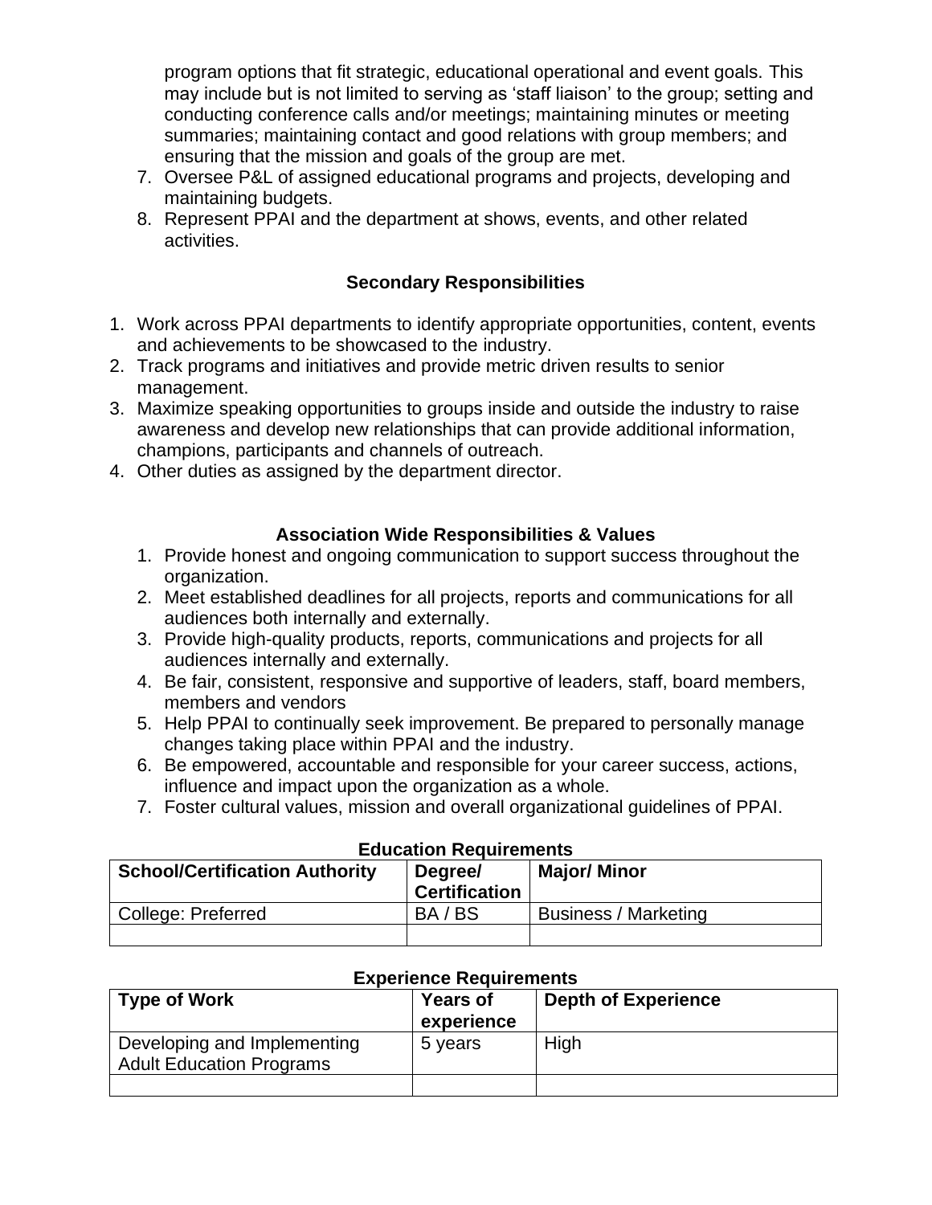program options that fit strategic, educational operational and event goals. This may include but is not limited to serving as 'staff liaison' to the group; setting and conducting conference calls and/or meetings; maintaining minutes or meeting summaries; maintaining contact and good relations with group members; and ensuring that the mission and goals of the group are met.

7. Oversee P&L of assigned educational programs and projects, developing and maintaining budgets.
8. Represent PPAI and the department at shows, events, and other related activities.

### Secondary Responsibilities

1. Work across PPAI departments to identify appropriate opportunities, content, events and achievements to be showcased to the industry.
2. Track programs and initiatives and provide metric driven results to senior management.
3. Maximize speaking opportunities to groups inside and outside the industry to raise awareness and develop new relationships that can provide additional information, champions, participants and channels of outreach.
4. Other duties as assigned by the department director.

### Association Wide Responsibilities & Values

1. Provide honest and ongoing communication to support success throughout the organization.
2. Meet established deadlines for all projects, reports and communications for all audiences both internally and externally.
3. Provide high-quality products, reports, communications and projects for all audiences internally and externally.
4. Be fair, consistent, responsive and supportive of leaders, staff, board members, members and vendors
5. Help PPAI to continually seek improvement. Be prepared to personally manage changes taking place within PPAI and the industry.
6. Be empowered, accountable and responsible for your career success, actions, influence and impact upon the organization as a whole.
7. Foster cultural values, mission and overall organizational guidelines of PPAI.

**Education Requirements**

| School/Certification Authority | Degree/ Certification | Major/ Minor |
|---|---|---|
| College: Preferred | BA / BS | Business / Marketing |
| | | |

**Experience Requirements**

| Type of Work | Years of experience | Depth of Experience |
|---|---|---|
| Developing and Implementing Adult Education Programs | 5 years | High |
| | | |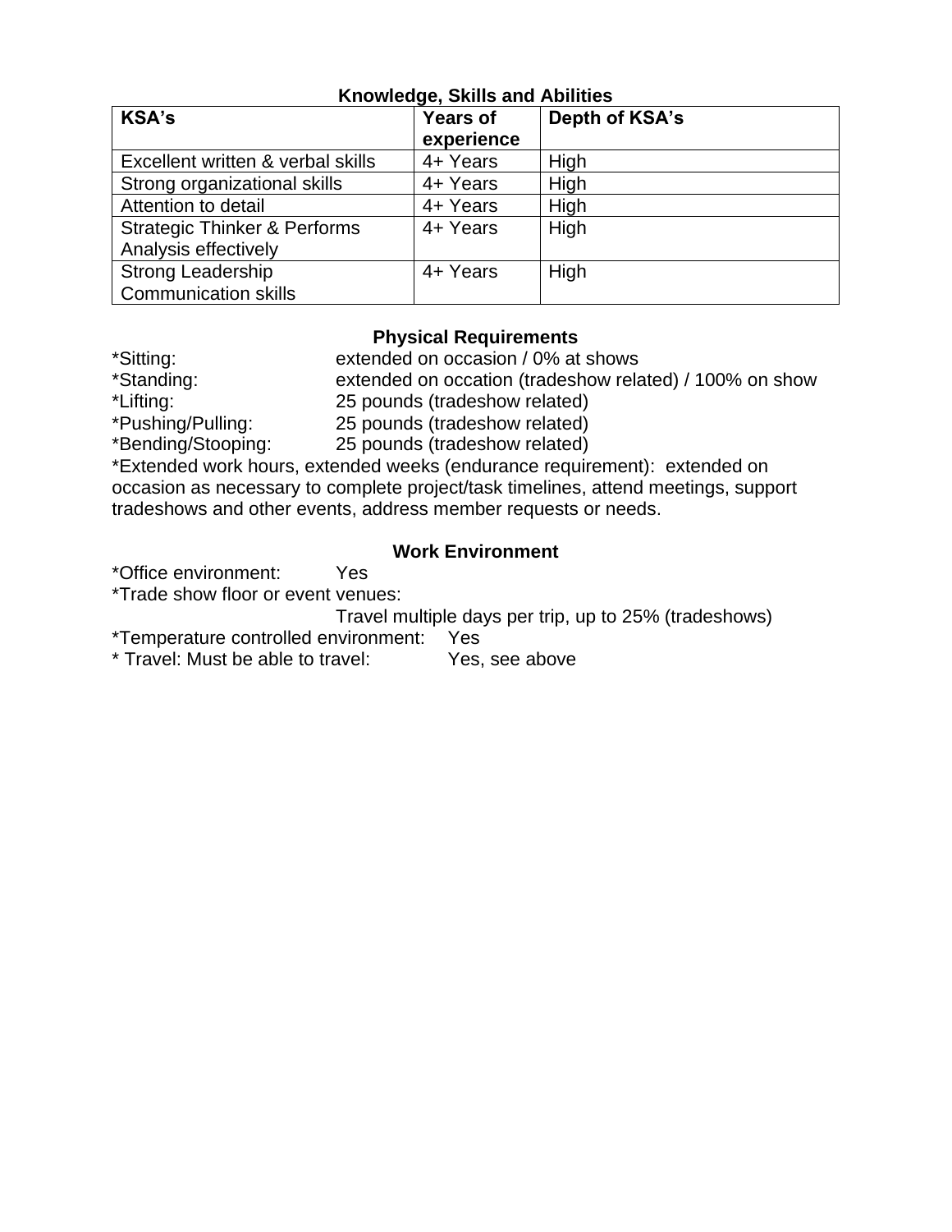## Knowledge, Skills and Abilities

| KSA's | Years of experience | Depth of KSA's |
|---|---|---|
| Excellent written & verbal skills | 4+ Years | High |
| Strong organizational skills | 4+ Years | High |
| Attention to detail | 4+ Years | High |
| Strategic Thinker & Performs Analysis effectively | 4+ Years | High |
| Strong Leadership Communication skills | 4+ Years | High |

## Physical Requirements

*Sitting: extended on occasion / 0% at shows
*Standing: extended on occation (tradeshow related) / 100% on show
*Lifting: 25 pounds (tradeshow related)
*Pushing/Pulling: 25 pounds (tradeshow related)
*Bending/Stooping: 25 pounds (tradeshow related)
*Extended work hours, extended weeks (endurance requirement): extended on occasion as necessary to complete project/task timelines, attend meetings, support tradeshows and other events, address member requests or needs.

## Work Environment

*Office environment: Yes
*Trade show floor or event venues:
Travel multiple days per trip, up to 25% (tradeshows)
*Temperature controlled environment: Yes
* Travel: Must be able to travel: Yes, see above